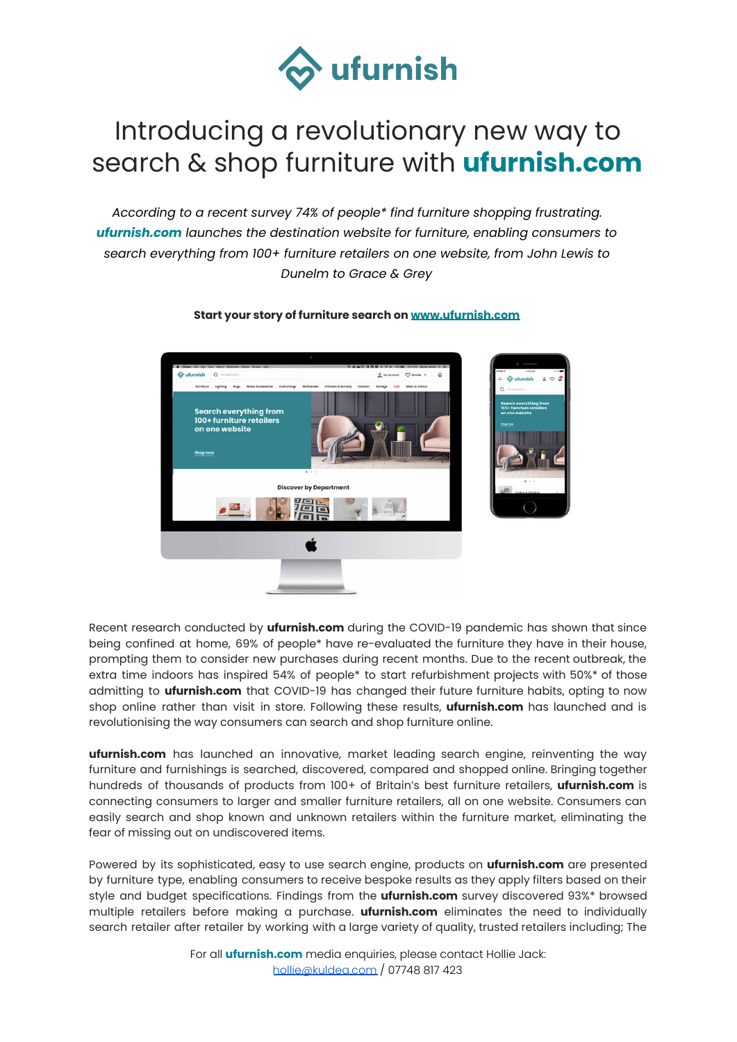ufurnish

# Introducing a revolutionary new way to search & shop furniture with **ufurnish.com**

*According to a recent survey 74% of people* find furniture shopping frustrating.* ***ufurnish.com*** *launches the destination website for furniture, enabling consumers to search everything from 100+ furniture retailers on one website, from John Lewis to Dunelm to Grace & Grey*

**Start your story of furniture search on [www.ufurnish.com](http://www.ufurnish.com)**

Recent research conducted by **ufurnish.com** during the COVID-19 pandemic has shown that since being confined at home, 69% of people* have re-evaluated the furniture they have in their house, prompting them to consider new purchases during recent months. Due to the recent outbreak, the extra time indoors has inspired 54% of people* to start refurbishment projects with 50%* of those admitting to **ufurnish.com** that COVID-19 has changed their future furniture habits, opting to now shop online rather than visit in store. Following these results, **ufurnish.com** has launched and is revolutionising the way consumers can search and shop furniture online.

**ufurnish.com** has launched an innovative, market leading search engine, reinventing the way furniture and furnishings is searched, discovered, compared and shopped online. Bringing together hundreds of thousands of products from 100+ of Britain's best furniture retailers, **ufurnish.com** is connecting consumers to larger and smaller furniture retailers, all on one website. Consumers can easily search and shop known and unknown retailers within the furniture market, eliminating the fear of missing out on undiscovered items.

Powered by its sophisticated, easy to use search engine, products on **ufurnish.com** are presented by furniture type, enabling consumers to receive bespoke results as they apply filters based on their style and budget specifications. Findings from the **ufurnish.com** survey discovered 93%* browsed multiple retailers before making a purchase. **ufurnish.com** eliminates the need to individually search retailer after retailer by working with a large variety of quality, trusted retailers including; The

For all **ufurnish.com** media enquiries, please contact Hollie Jack:
[hollie@kuldea.com](mailto:hollie@kuldea.com) / 07748 817 423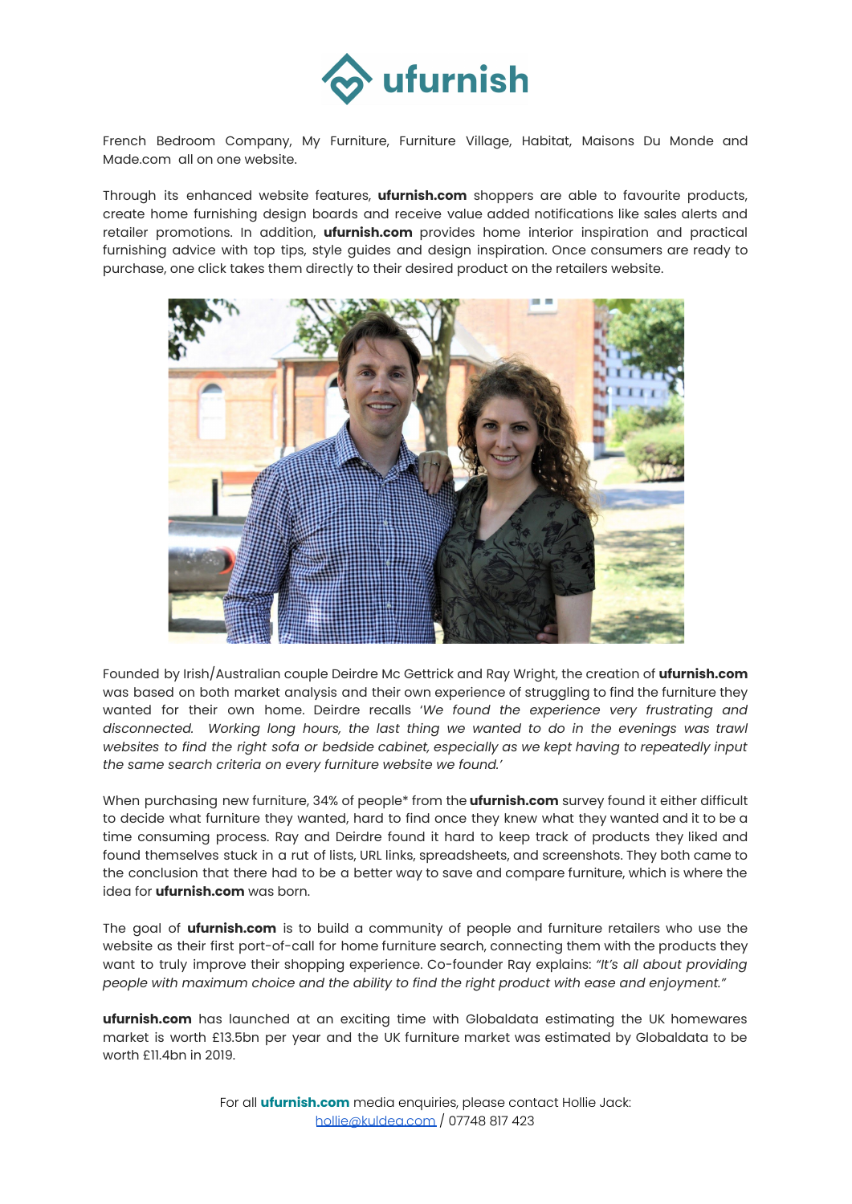French Bedroom Company, My Furniture, Furniture Village, Habitat, Maisons Du Monde and Made.com all on one website.

Through its enhanced website features, **ufurnish.com** shoppers are able to favourite products, create home furnishing design boards and receive value added notifications like sales alerts and retailer promotions. In addition, **ufurnish.com** provides home interior inspiration and practical furnishing advice with top tips, style guides and design inspiration. Once consumers are ready to purchase, one click takes them directly to their desired product on the retailers website.

Founded by Irish/Australian couple Deirdre Mc Gettrick and Ray Wright, the creation of **ufurnish.com** was based on both market analysis and their own experience of struggling to find the furniture they wanted for their own home. Deirdre recalls '*We found the experience very frustrating and disconnected. Working long hours, the last thing we wanted to do in the evenings was trawl websites to find the right sofa or bedside cabinet, especially as we kept having to repeatedly input the same search criteria on every furniture website we found.*'

When purchasing new furniture, 34% of people* from the **ufurnish.com** survey found it either difficult to decide what furniture they wanted, hard to find once they knew what they wanted and it to be a time consuming process. Ray and Deirdre found it hard to keep track of products they liked and found themselves stuck in a rut of lists, URL links, spreadsheets, and screenshots. They both came to the conclusion that there had to be a better way to save and compare furniture, which is where the idea for **ufurnish.com** was born.

The goal of **ufurnish.com** is to build a community of people and furniture retailers who use the website as their first port-of-call for home furniture search, connecting them with the products they want to truly improve their shopping experience. Co-founder Ray explains: *"It's all about providing people with maximum choice and the ability to find the right product with ease and enjoyment."*

**ufurnish.com** has launched at an exciting time with Globaldata estimating the UK homewares market is worth £13.5bn per year and the UK furniture market was estimated by Globaldata to be worth £11.4bn in 2019.

For all **ufurnish.com** media enquiries, please contact Hollie Jack:
hollie@kuldea.com / 07748 817 423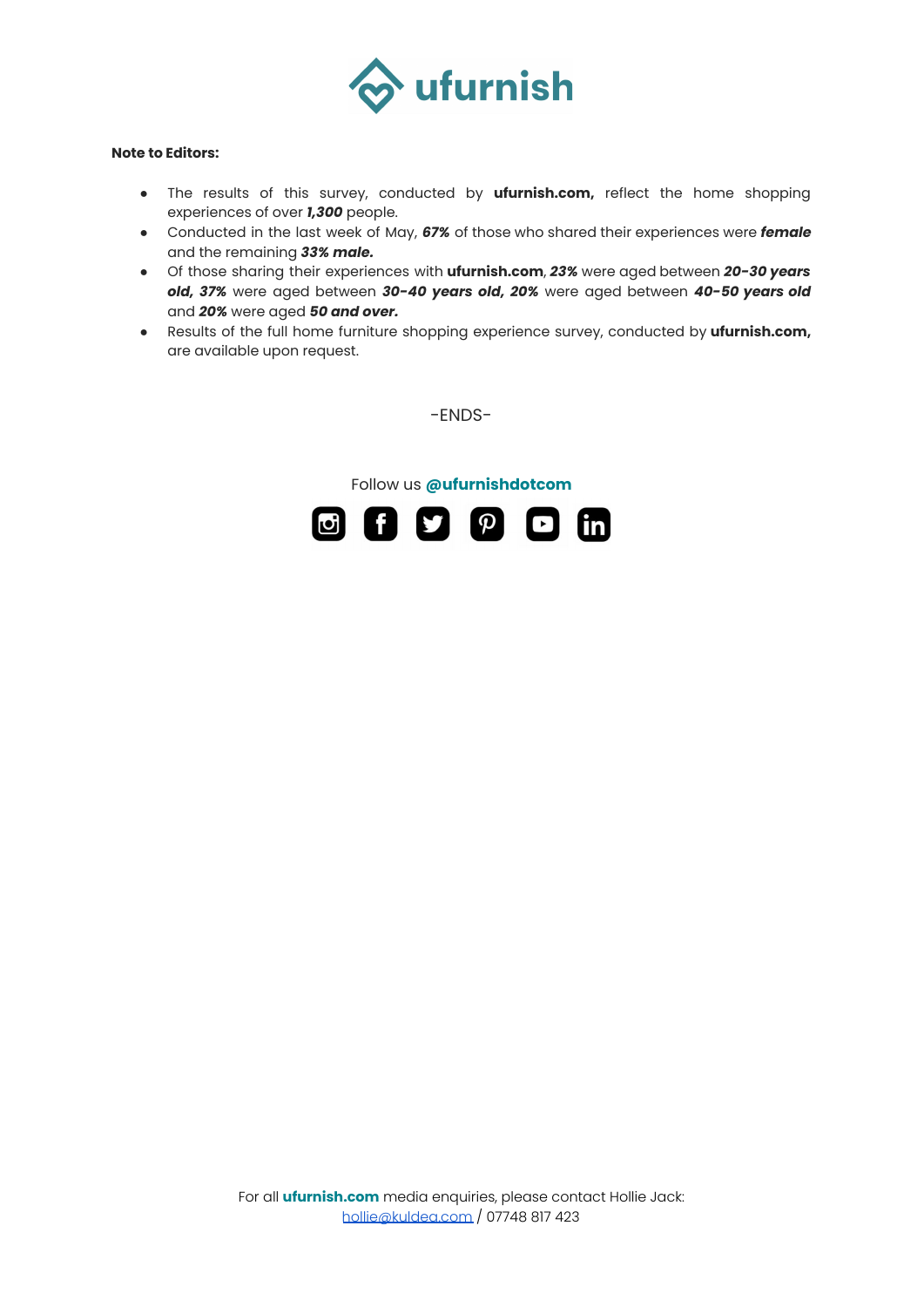ufurnish

**Note to Editors:**

- The results of this survey, conducted by **ufurnish.com,** reflect the home shopping experiences of over ***1,300*** people.
- Conducted in the last week of May, ***67%*** of those who shared their experiences were ***female*** and the remaining ***33% male.***
- Of those sharing their experiences with **ufurnish.com**, ***23%*** were aged between ***20-30 years old, 37%*** were aged between ***30-40 years old, 20%*** were aged between ***40-50 years old*** and ***20%*** were aged ***50 and over.***
- Results of the full home furniture shopping experience survey, conducted by **ufurnish.com,** are available upon request.

-ENDS-

Follow us **@ufurnishdotcom**

For all **ufurnish.com** media enquiries, please contact Hollie Jack:
hollie@kuldea.com / 07748 817 423